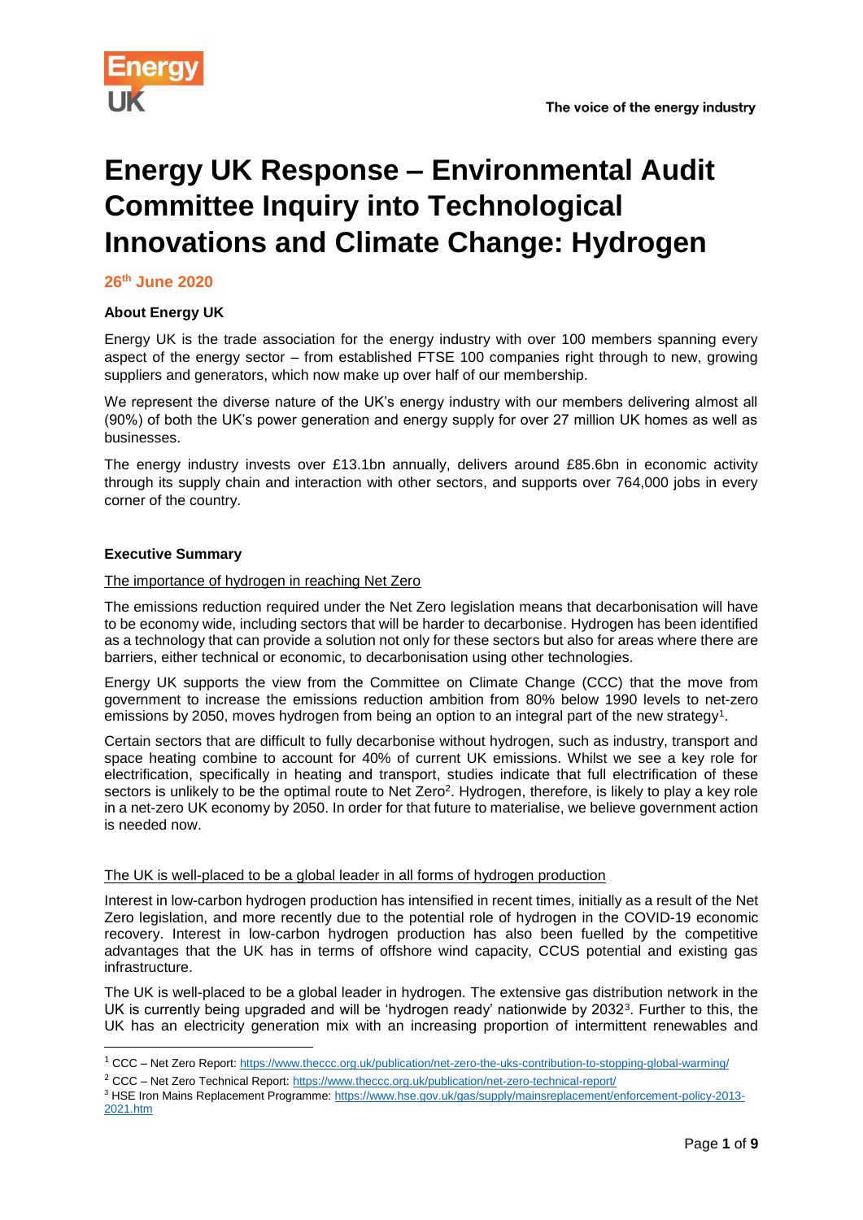# Energy UK Response – Environmental Audit Committee Inquiry into Technological Innovations and Climate Change: Hydrogen

**26th June 2020**

**About Energy UK**

Energy UK is the trade association for the energy industry with over 100 members spanning every aspect of the energy sector – from established FTSE 100 companies right through to new, growing suppliers and generators, which now make up over half of our membership.

We represent the diverse nature of the UK's energy industry with our members delivering almost all (90%) of both the UK's power generation and energy supply for over 27 million UK homes as well as businesses.

The energy industry invests over £13.1bn annually, delivers around £85.6bn in economic activity through its supply chain and interaction with other sectors, and supports over 764,000 jobs in every corner of the country.

**Executive Summary**

<u>The importance of hydrogen in reaching Net Zero</u>

The emissions reduction required under the Net Zero legislation means that decarbonisation will have to be economy wide, including sectors that will be harder to decarbonise. Hydrogen has been identified as a technology that can provide a solution not only for these sectors but also for areas where there are barriers, either technical or economic, to decarbonisation using other technologies.

Energy UK supports the view from the Committee on Climate Change (CCC) that the move from government to increase the emissions reduction ambition from 80% below 1990 levels to net-zero emissions by 2050, moves hydrogen from being an option to an integral part of the new strategy[1].

Certain sectors that are difficult to fully decarbonise without hydrogen, such as industry, transport and space heating combine to account for 40% of current UK emissions. Whilst we see a key role for electrification, specifically in heating and transport, studies indicate that full electrification of these sectors is unlikely to be the optimal route to Net Zero[2]. Hydrogen, therefore, is likely to play a key role in a net-zero UK economy by 2050. In order for that future to materialise, we believe government action is needed now.

<u>The UK is well-placed to be a global leader in all forms of hydrogen production</u>

Interest in low-carbon hydrogen production has intensified in recent times, initially as a result of the Net Zero legislation, and more recently due to the potential role of hydrogen in the COVID-19 economic recovery. Interest in low-carbon hydrogen production has also been fuelled by the competitive advantages that the UK has in terms of offshore wind capacity, CCUS potential and existing gas infrastructure.

The UK is well-placed to be a global leader in hydrogen. The extensive gas distribution network in the UK is currently being upgraded and will be 'hydrogen ready' nationwide by 2032[3]. Further to this, the UK has an electricity generation mix with an increasing proportion of intermittent renewables and

---

[1] CCC – Net Zero Report: https://www.theccc.org.uk/publication/net-zero-the-uks-contribution-to-stopping-global-warming/

[2] CCC – Net Zero Technical Report: https://www.theccc.org.uk/publication/net-zero-technical-report/

[3] HSE Iron Mains Replacement Programme: https://www.hse.gov.uk/gas/supply/mainsreplacement/enforcement-policy-2013-2021.htm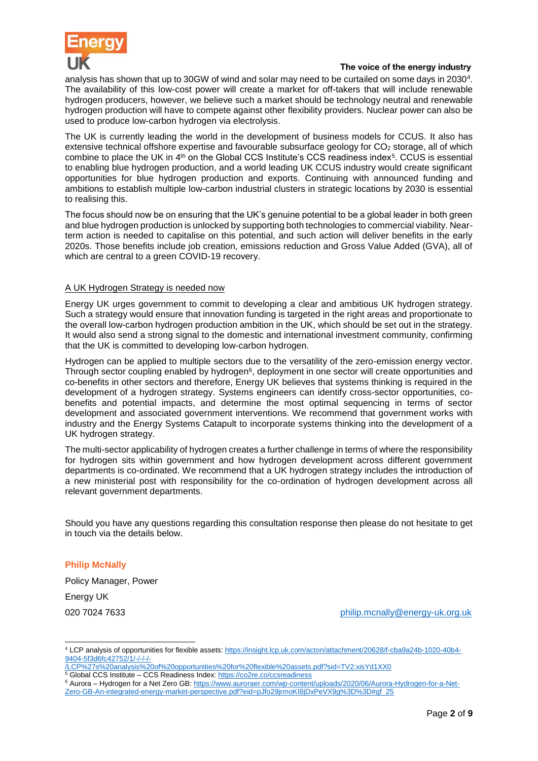analysis has shown that up to 30GW of wind and solar may need to be curtailed on some days in 2030[4]. The availability of this low-cost power will create a market for off-takers that will include renewable hydrogen producers, however, we believe such a market should be technology neutral and renewable hydrogen production will have to compete against other flexibility providers. Nuclear power can also be used to produce low-carbon hydrogen via electrolysis.

The UK is currently leading the world in the development of business models for CCUS. It also has extensive technical offshore expertise and favourable subsurface geology for $CO_2$ storage, all of which combine to place the UK in 4th on the Global CCS Institute's CCS readiness index[5]. CCUS is essential to enabling blue hydrogen production, and a world leading UK CCUS industry would create significant opportunities for blue hydrogen production and exports. Continuing with announced funding and ambitions to establish multiple low-carbon industrial clusters in strategic locations by 2030 is essential to realising this.

The focus should now be on ensuring that the UK's genuine potential to be a global leader in both green and blue hydrogen production is unlocked by supporting both technologies to commercial viability. Near-term action is needed to capitalise on this potential, and such action will deliver benefits in the early 2020s. Those benefits include job creation, emissions reduction and Gross Value Added (GVA), all of which are central to a green COVID-19 recovery.

## A UK Hydrogen Strategy is needed now

Energy UK urges government to commit to developing a clear and ambitious UK hydrogen strategy. Such a strategy would ensure that innovation funding is targeted in the right areas and proportionate to the overall low-carbon hydrogen production ambition in the UK, which should be set out in the strategy. It would also send a strong signal to the domestic and international investment community, confirming that the UK is committed to developing low-carbon hydrogen.

Hydrogen can be applied to multiple sectors due to the versatility of the zero-emission energy vector. Through sector coupling enabled by hydrogen[6], deployment in one sector will create opportunities and co-benefits in other sectors and therefore, Energy UK believes that systems thinking is required in the development of a hydrogen strategy. Systems engineers can identify cross-sector opportunities, co-benefits and potential impacts, and determine the most optimal sequencing in terms of sector development and associated government interventions. We recommend that government works with industry and the Energy Systems Catapult to incorporate systems thinking into the development of a UK hydrogen strategy.

The multi-sector applicability of hydrogen creates a further challenge in terms of where the responsibility for hydrogen sits within government and how hydrogen development across different government departments is co-ordinated. We recommend that a UK hydrogen strategy includes the introduction of a new ministerial post with responsibility for the co-ordination of hydrogen development across all relevant government departments.

Should you have any questions regarding this consultation response then please do not hesitate to get in touch via the details below.

**Philip McNally**

Policy Manager, Power

Energy UK

020 7024 7633

philip.mcnally@energy-uk.org.uk

---

[4] LCP analysis of opportunities for flexible assets: https://insight.lcp.uk.com/acton/attachment/20628/f-cba9a24b-1020-40b4-9404-5f3d6fc42752/1/-/-/-/-/LCP%27s%20analysis%20of%20opportunities%20for%20flexible%20assets.pdf?sid=TV2:xisYd1XX0

[5] Global CCS Institute – CCS Readiness Index: https://co2re.co/ccsreadiness

[6] Aurora – Hydrogen for a Net Zero GB: https://www.auroraer.com/wp-content/uploads/2020/06/Aurora-Hydrogen-for-a-Net-Zero-GB-An-integrated-energy-market-perspective.pdf?eid=pJfo29jrmoKI8jDxPeVX9g%3D%3D#gf_25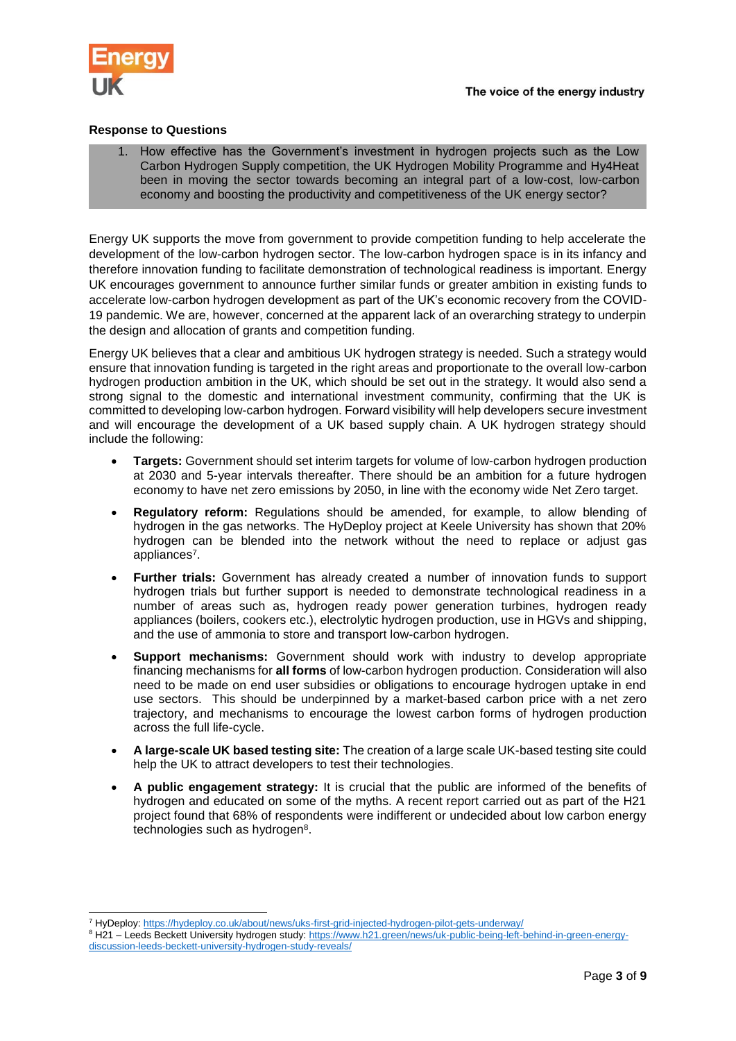## Response to Questions

1. How effective has the Government's investment in hydrogen projects such as the Low Carbon Hydrogen Supply competition, the UK Hydrogen Mobility Programme and Hy4Heat been in moving the sector towards becoming an integral part of a low-cost, low-carbon economy and boosting the productivity and competitiveness of the UK energy sector?

Energy UK supports the move from government to provide competition funding to help accelerate the development of the low-carbon hydrogen sector. The low-carbon hydrogen space is in its infancy and therefore innovation funding to facilitate demonstration of technological readiness is important. Energy UK encourages government to announce further similar funds or greater ambition in existing funds to accelerate low-carbon hydrogen development as part of the UK's economic recovery from the COVID-19 pandemic. We are, however, concerned at the apparent lack of an overarching strategy to underpin the design and allocation of grants and competition funding.

Energy UK believes that a clear and ambitious UK hydrogen strategy is needed. Such a strategy would ensure that innovation funding is targeted in the right areas and proportionate to the overall low-carbon hydrogen production ambition in the UK, which should be set out in the strategy. It would also send a strong signal to the domestic and international investment community, confirming that the UK is committed to developing low-carbon hydrogen. Forward visibility will help developers secure investment and will encourage the development of a UK based supply chain. A UK hydrogen strategy should include the following:

- **Targets:** Government should set interim targets for volume of low-carbon hydrogen production at 2030 and 5-year intervals thereafter. There should be an ambition for a future hydrogen economy to have net zero emissions by 2050, in line with the economy wide Net Zero target.
- **Regulatory reform:** Regulations should be amended, for example, to allow blending of hydrogen in the gas networks. The HyDeploy project at Keele University has shown that 20% hydrogen can be blended into the network without the need to replace or adjust gas appliances[7].
- **Further trials:** Government has already created a number of innovation funds to support hydrogen trials but further support is needed to demonstrate technological readiness in a number of areas such as, hydrogen ready power generation turbines, hydrogen ready appliances (boilers, cookers etc.), electrolytic hydrogen production, use in HGVs and shipping, and the use of ammonia to store and transport low-carbon hydrogen.
- **Support mechanisms:** Government should work with industry to develop appropriate financing mechanisms for **all forms** of low-carbon hydrogen production. Consideration will also need to be made on end user subsidies or obligations to encourage hydrogen uptake in end use sectors. This should be underpinned by a market-based carbon price with a net zero trajectory, and mechanisms to encourage the lowest carbon forms of hydrogen production across the full life-cycle.
- **A large-scale UK based testing site:** The creation of a large scale UK-based testing site could help the UK to attract developers to test their technologies.
- **A public engagement strategy:** It is crucial that the public are informed of the benefits of hydrogen and educated on some of the myths. A recent report carried out as part of the H21 project found that 68% of respondents were indifferent or undecided about low carbon energy technologies such as hydrogen[8].

[7] HyDeploy: https://hydeploy.co.uk/about/news/uks-first-grid-injected-hydrogen-pilot-gets-underway/

[8] H21 – Leeds Beckett University hydrogen study: https://www.h21.green/news/uk-public-being-left-behind-in-green-energy-discussion-leeds-beckett-university-hydrogen-study-reveals/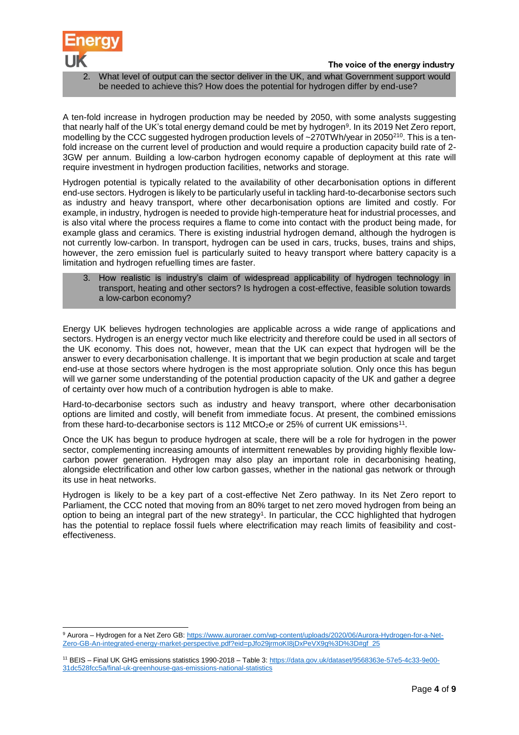2. What level of output can the sector deliver in the UK, and what Government support would be needed to achieve this? How does the potential for hydrogen differ by end-use?

A ten-fold increase in hydrogen production may be needed by 2050, with some analysts suggesting that nearly half of the UK's total energy demand could be met by hydrogen[9]. In its 2019 Net Zero report, modelling by the CCC suggested hydrogen production levels of ~270TWh/year in 2050[2][10]. This is a ten-fold increase on the current level of production and would require a production capacity build rate of 2-3GW per annum. Building a low-carbon hydrogen economy capable of deployment at this rate will require investment in hydrogen production facilities, networks and storage.

Hydrogen potential is typically related to the availability of other decarbonisation options in different end-use sectors. Hydrogen is likely to be particularly useful in tackling hard-to-decarbonise sectors such as industry and heavy transport, where other decarbonisation options are limited and costly. For example, in industry, hydrogen is needed to provide high-temperature heat for industrial processes, and is also vital where the process requires a flame to come into contact with the product being made, for example glass and ceramics. There is existing industrial hydrogen demand, although the hydrogen is not currently low-carbon. In transport, hydrogen can be used in cars, trucks, buses, trains and ships, however, the zero emission fuel is particularly suited to heavy transport where battery capacity is a limitation and hydrogen refuelling times are faster.

3. How realistic is industry's claim of widespread applicability of hydrogen technology in transport, heating and other sectors? Is hydrogen a cost-effective, feasible solution towards a low-carbon economy?

Energy UK believes hydrogen technologies are applicable across a wide range of applications and sectors. Hydrogen is an energy vector much like electricity and therefore could be used in all sectors of the UK economy. This does not, however, mean that the UK can expect that hydrogen will be the answer to every decarbonisation challenge. It is important that we begin production at scale and target end-use at those sectors where hydrogen is the most appropriate solution. Only once this has begun will we garner some understanding of the potential production capacity of the UK and gather a degree of certainty over how much of a contribution hydrogen is able to make.

Hard-to-decarbonise sectors such as industry and heavy transport, where other decarbonisation options are limited and costly, will benefit from immediate focus. At present, the combined emissions from these hard-to-decarbonise sectors is 112 $MtCO_2e$ or 25% of current UK emissions[11].

Once the UK has begun to produce hydrogen at scale, there will be a role for hydrogen in the power sector, complementing increasing amounts of intermittent renewables by providing highly flexible low-carbon power generation. Hydrogen may also play an important role in decarbonising heating, alongside electrification and other low carbon gasses, whether in the national gas network or through its use in heat networks.

Hydrogen is likely to be a key part of a cost-effective Net Zero pathway. In its Net Zero report to Parliament, the CCC noted that moving from an 80% target to net zero moved hydrogen from being an option to being an integral part of the new strategy[1]. In particular, the CCC highlighted that hydrogen has the potential to replace fossil fuels where electrification may reach limits of feasibility and cost-effectiveness.

---

[9] Aurora – Hydrogen for a Net Zero GB: https://www.auroraer.com/wp-content/uploads/2020/06/Aurora-Hydrogen-for-a-Net-Zero-GB-An-integrated-energy-market-perspective.pdf?eid=pJfo29jrmoKI8jDxPeVX9g%3D%3D#gf_25

[11] BEIS – Final UK GHG emissions statistics 1990-2018 – Table 3: https://data.gov.uk/dataset/9568363e-57e5-4c33-9e00-31dc528fcc5a/final-uk-greenhouse-gas-emissions-national-statistics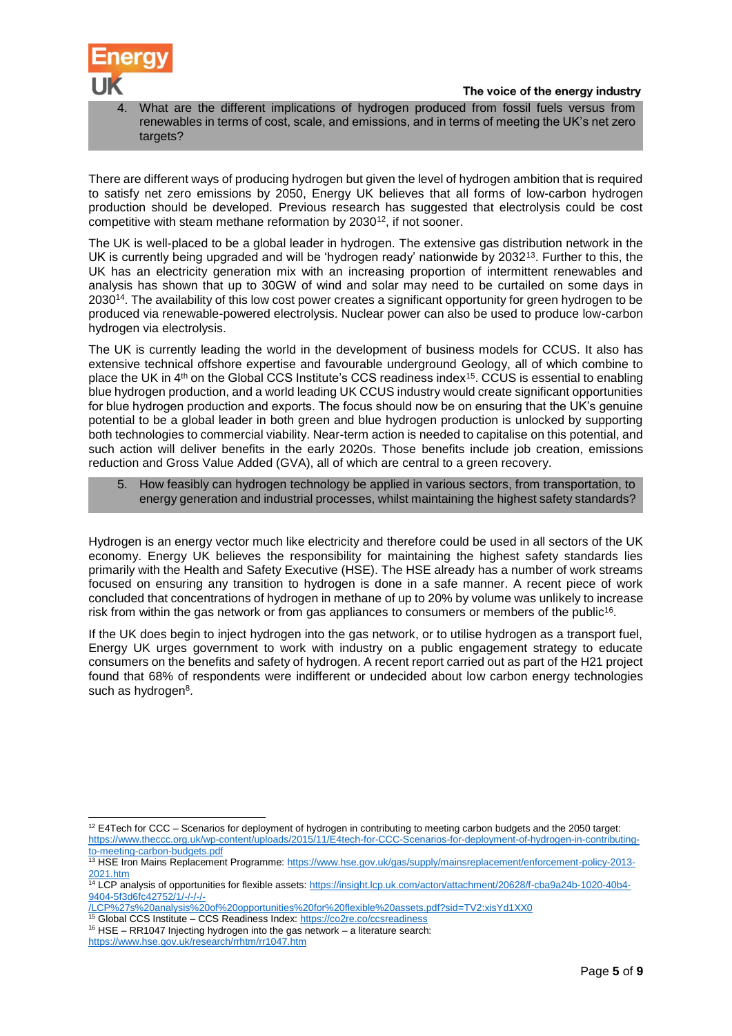4. What are the different implications of hydrogen produced from fossil fuels versus from renewables in terms of cost, scale, and emissions, and in terms of meeting the UK's net zero targets?

There are different ways of producing hydrogen but given the level of hydrogen ambition that is required to satisfy net zero emissions by 2050, Energy UK believes that all forms of low-carbon hydrogen production should be developed. Previous research has suggested that electrolysis could be cost competitive with steam methane reformation by 2030[12], if not sooner.

The UK is well-placed to be a global leader in hydrogen. The extensive gas distribution network in the UK is currently being upgraded and will be 'hydrogen ready' nationwide by 2032[13]. Further to this, the UK has an electricity generation mix with an increasing proportion of intermittent renewables and analysis has shown that up to 30GW of wind and solar may need to be curtailed on some days in 2030[14]. The availability of this low cost power creates a significant opportunity for green hydrogen to be produced via renewable-powered electrolysis. Nuclear power can also be used to produce low-carbon hydrogen via electrolysis.

The UK is currently leading the world in the development of business models for CCUS. It also has extensive technical offshore expertise and favourable underground Geology, all of which combine to place the UK in 4th on the Global CCS Institute's CCS readiness index[15]. CCUS is essential to enabling blue hydrogen production, and a world leading UK CCUS industry would create significant opportunities for blue hydrogen production and exports. The focus should now be on ensuring that the UK's genuine potential to be a global leader in both green and blue hydrogen production is unlocked by supporting both technologies to commercial viability. Near-term action is needed to capitalise on this potential, and such action will deliver benefits in the early 2020s. Those benefits include job creation, emissions reduction and Gross Value Added (GVA), all of which are central to a green recovery.

5. How feasibly can hydrogen technology be applied in various sectors, from transportation, to energy generation and industrial processes, whilst maintaining the highest safety standards?

Hydrogen is an energy vector much like electricity and therefore could be used in all sectors of the UK economy. Energy UK believes the responsibility for maintaining the highest safety standards lies primarily with the Health and Safety Executive (HSE). The HSE already has a number of work streams focused on ensuring any transition to hydrogen is done in a safe manner. A recent piece of work concluded that concentrations of hydrogen in methane of up to 20% by volume was unlikely to increase risk from within the gas network or from gas appliances to consumers or members of the public[16].

If the UK does begin to inject hydrogen into the gas network, or to utilise hydrogen as a transport fuel, Energy UK urges government to work with industry on a public engagement strategy to educate consumers on the benefits and safety of hydrogen. A recent report carried out as part of the H21 project found that 68% of respondents were indifferent or undecided about low carbon energy technologies such as hydrogen[8].

---

[12] E4Tech for CCC – Scenarios for deployment of hydrogen in contributing to meeting carbon budgets and the 2050 target: https://www.theccc.org.uk/wp-content/uploads/2015/11/E4tech-for-CCC-Scenarios-for-deployment-of-hydrogen-in-contributing-to-meeting-carbon-budgets.pdf

[13] HSE Iron Mains Replacement Programme: https://www.hse.gov.uk/gas/supply/mainsreplacement/enforcement-policy-2013-2021.htm

[14] LCP analysis of opportunities for flexible assets: https://insight.lcp.uk.com/acton/attachment/20628/f-cba9a24b-1020-40b4-9404-5f3d6fc42752/1/-/-/-/-/LCP%27s%20analysis%20of%20opportunities%20for%20flexible%20assets.pdf?sid=TV2:xisYd1XX0

[15] Global CCS Institute – CCS Readiness Index: https://co2re.co/ccsreadiness

[16] HSE – RR1047 Injecting hydrogen into the gas network – a literature search: https://www.hse.gov.uk/research/rrhtm/rr1047.htm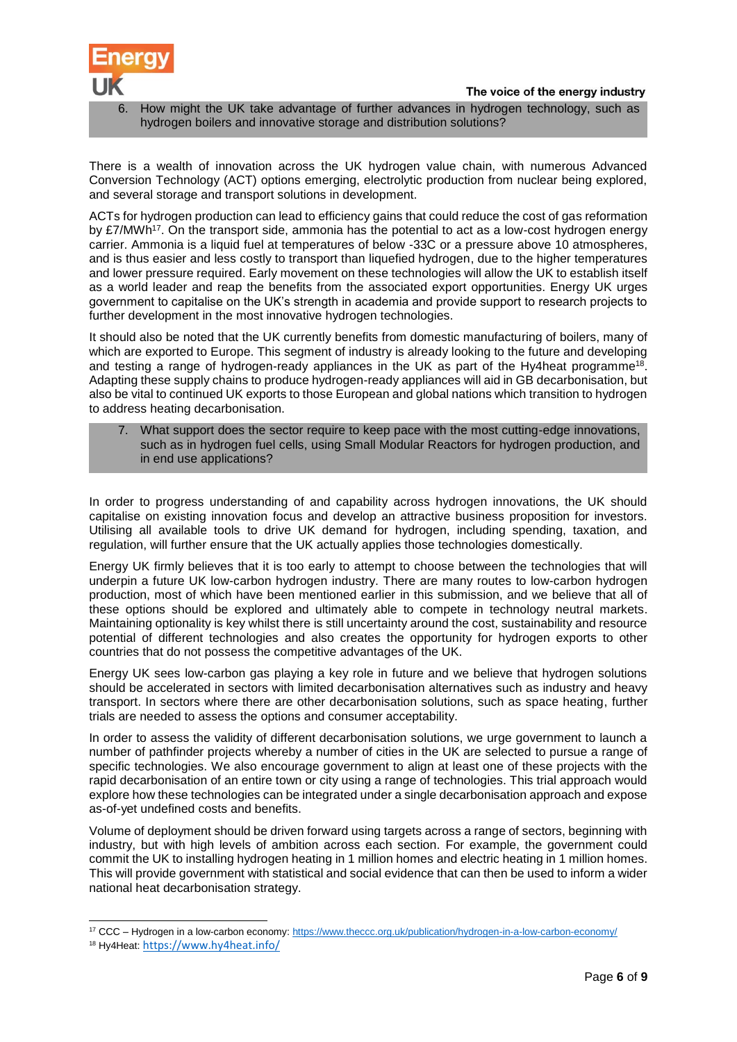6. How might the UK take advantage of further advances in hydrogen technology, such as hydrogen boilers and innovative storage and distribution solutions?

There is a wealth of innovation across the UK hydrogen value chain, with numerous Advanced Conversion Technology (ACT) options emerging, electrolytic production from nuclear being explored, and several storage and transport solutions in development.

ACTs for hydrogen production can lead to efficiency gains that could reduce the cost of gas reformation by £7/MWh[17]. On the transport side, ammonia has the potential to act as a low-cost hydrogen energy carrier. Ammonia is a liquid fuel at temperatures of below -33C or a pressure above 10 atmospheres, and is thus easier and less costly to transport than liquefied hydrogen, due to the higher temperatures and lower pressure required. Early movement on these technologies will allow the UK to establish itself as a world leader and reap the benefits from the associated export opportunities. Energy UK urges government to capitalise on the UK's strength in academia and provide support to research projects to further development in the most innovative hydrogen technologies.

It should also be noted that the UK currently benefits from domestic manufacturing of boilers, many of which are exported to Europe. This segment of industry is already looking to the future and developing and testing a range of hydrogen-ready appliances in the UK as part of the Hy4heat programme[18]. Adapting these supply chains to produce hydrogen-ready appliances will aid in GB decarbonisation, but also be vital to continued UK exports to those European and global nations which transition to hydrogen to address heating decarbonisation.

7. What support does the sector require to keep pace with the most cutting-edge innovations, such as in hydrogen fuel cells, using Small Modular Reactors for hydrogen production, and in end use applications?

In order to progress understanding of and capability across hydrogen innovations, the UK should capitalise on existing innovation focus and develop an attractive business proposition for investors. Utilising all available tools to drive UK demand for hydrogen, including spending, taxation, and regulation, will further ensure that the UK actually applies those technologies domestically.

Energy UK firmly believes that it is too early to attempt to choose between the technologies that will underpin a future UK low-carbon hydrogen industry. There are many routes to low-carbon hydrogen production, most of which have been mentioned earlier in this submission, and we believe that all of these options should be explored and ultimately able to compete in technology neutral markets. Maintaining optionality is key whilst there is still uncertainty around the cost, sustainability and resource potential of different technologies and also creates the opportunity for hydrogen exports to other countries that do not possess the competitive advantages of the UK.

Energy UK sees low-carbon gas playing a key role in future and we believe that hydrogen solutions should be accelerated in sectors with limited decarbonisation alternatives such as industry and heavy transport. In sectors where there are other decarbonisation solutions, such as space heating, further trials are needed to assess the options and consumer acceptability.

In order to assess the validity of different decarbonisation solutions, we urge government to launch a number of pathfinder projects whereby a number of cities in the UK are selected to pursue a range of specific technologies. We also encourage government to align at least one of these projects with the rapid decarbonisation of an entire town or city using a range of technologies. This trial approach would explore how these technologies can be integrated under a single decarbonisation approach and expose as-of-yet undefined costs and benefits.

Volume of deployment should be driven forward using targets across a range of sectors, beginning with industry, but with high levels of ambition across each section. For example, the government could commit the UK to installing hydrogen heating in 1 million homes and electric heating in 1 million homes. This will provide government with statistical and social evidence that can then be used to inform a wider national heat decarbonisation strategy.

---

[17] CCC – Hydrogen in a low-carbon economy: https://www.theccc.org.uk/publication/hydrogen-in-a-low-carbon-economy/

[18] Hy4Heat: https://www.hy4heat.info/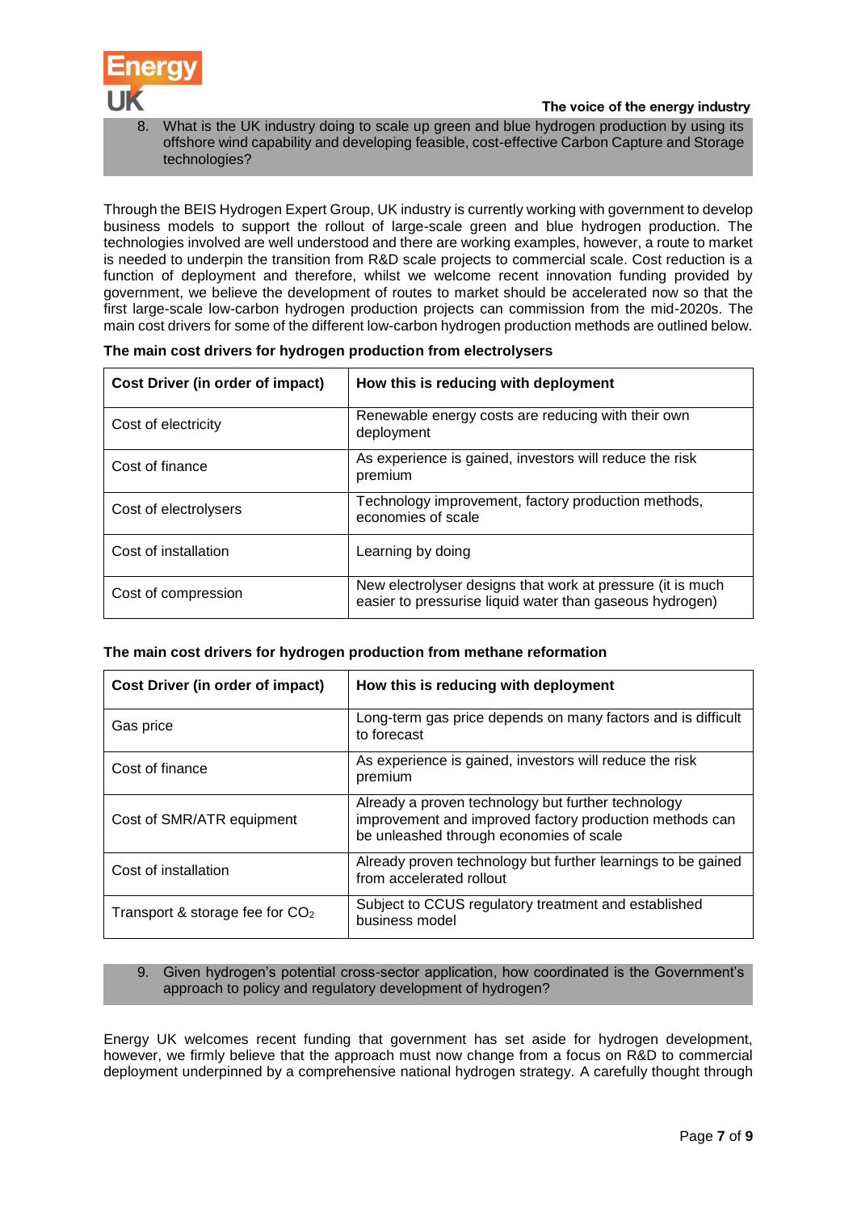8. What is the UK industry doing to scale up green and blue hydrogen production by using its offshore wind capability and developing feasible, cost-effective Carbon Capture and Storage technologies?

Through the BEIS Hydrogen Expert Group, UK industry is currently working with government to develop business models to support the rollout of large-scale green and blue hydrogen production. The technologies involved are well understood and there are working examples, however, a route to market is needed to underpin the transition from R&D scale projects to commercial scale. Cost reduction is a function of deployment and therefore, whilst we welcome recent innovation funding provided by government, we believe the development of routes to market should be accelerated now so that the first large-scale low-carbon hydrogen production projects can commission from the mid-2020s. The main cost drivers for some of the different low-carbon hydrogen production methods are outlined below.

**The main cost drivers for hydrogen production from electrolysers**

| Cost Driver (in order of impact) | How this is reducing with deployment |
|---|---|
| Cost of electricity | Renewable energy costs are reducing with their own deployment |
| Cost of finance | As experience is gained, investors will reduce the risk premium |
| Cost of electrolysers | Technology improvement, factory production methods, economies of scale |
| Cost of installation | Learning by doing |
| Cost of compression | New electrolyser designs that work at pressure (it is much easier to pressurise liquid water than gaseous hydrogen) |

**The main cost drivers for hydrogen production from methane reformation**

| Cost Driver (in order of impact) | How this is reducing with deployment |
|---|---|
| Gas price | Long-term gas price depends on many factors and is difficult to forecast |
| Cost of finance | As experience is gained, investors will reduce the risk premium |
| Cost of SMR/ATR equipment | Already a proven technology but further technology improvement and improved factory production methods can be unleashed through economies of scale |
| Cost of installation | Already proven technology but further learnings to be gained from accelerated rollout |
| Transport & storage fee for $CO_2$ | Subject to CCUS regulatory treatment and established business model |

9. Given hydrogen's potential cross-sector application, how coordinated is the Government's approach to policy and regulatory development of hydrogen?

Energy UK welcomes recent funding that government has set aside for hydrogen development, however, we firmly believe that the approach must now change from a focus on R&D to commercial deployment underpinned by a comprehensive national hydrogen strategy. A carefully thought through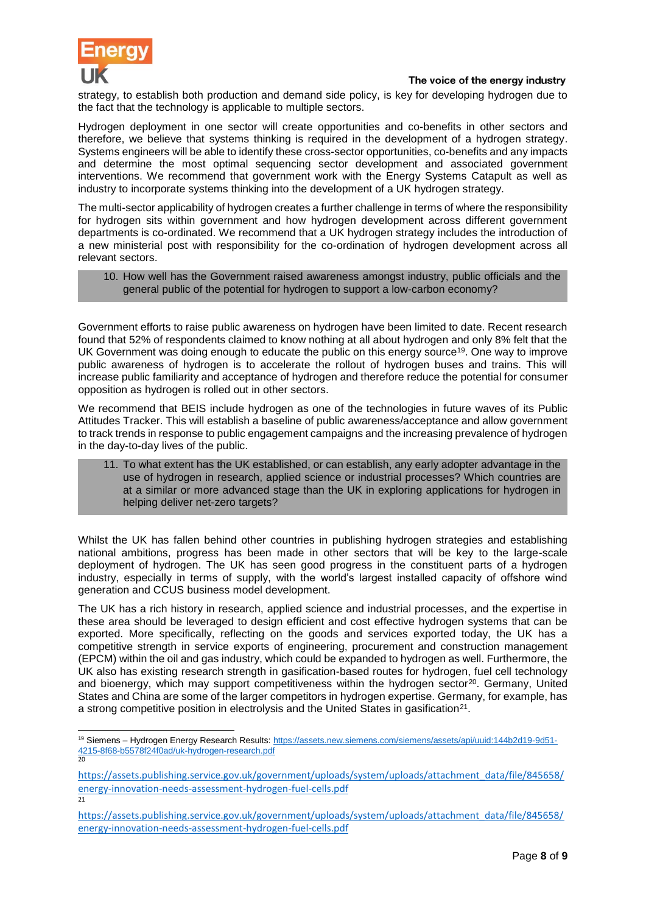strategy, to establish both production and demand side policy, is key for developing hydrogen due to the fact that the technology is applicable to multiple sectors.

Hydrogen deployment in one sector will create opportunities and co-benefits in other sectors and therefore, we believe that systems thinking is required in the development of a hydrogen strategy. Systems engineers will be able to identify these cross-sector opportunities, co-benefits and any impacts and determine the most optimal sequencing sector development and associated government interventions. We recommend that government work with the Energy Systems Catapult as well as industry to incorporate systems thinking into the development of a UK hydrogen strategy.

The multi-sector applicability of hydrogen creates a further challenge in terms of where the responsibility for hydrogen sits within government and how hydrogen development across different government departments is co-ordinated. We recommend that a UK hydrogen strategy includes the introduction of a new ministerial post with responsibility for the co-ordination of hydrogen development across all relevant sectors.

**10. How well has the Government raised awareness amongst industry, public officials and the general public of the potential for hydrogen to support a low-carbon economy?**

Government efforts to raise public awareness on hydrogen have been limited to date. Recent research found that 52% of respondents claimed to know nothing at all about hydrogen and only 8% felt that the UK Government was doing enough to educate the public on this energy source[19]. One way to improve public awareness of hydrogen is to accelerate the rollout of hydrogen buses and trains. This will increase public familiarity and acceptance of hydrogen and therefore reduce the potential for consumer opposition as hydrogen is rolled out in other sectors.

We recommend that BEIS include hydrogen as one of the technologies in future waves of its Public Attitudes Tracker. This will establish a baseline of public awareness/acceptance and allow government to track trends in response to public engagement campaigns and the increasing prevalence of hydrogen in the day-to-day lives of the public.

**11. To what extent has the UK established, or can establish, any early adopter advantage in the use of hydrogen in research, applied science or industrial processes? Which countries are at a similar or more advanced stage than the UK in exploring applications for hydrogen in helping deliver net-zero targets?**

Whilst the UK has fallen behind other countries in publishing hydrogen strategies and establishing national ambitions, progress has been made in other sectors that will be key to the large-scale deployment of hydrogen. The UK has seen good progress in the constituent parts of a hydrogen industry, especially in terms of supply, with the world's largest installed capacity of offshore wind generation and CCUS business model development.

The UK has a rich history in research, applied science and industrial processes, and the expertise in these area should be leveraged to design efficient and cost effective hydrogen systems that can be exported. More specifically, reflecting on the goods and services exported today, the UK has a competitive strength in service exports of engineering, procurement and construction management (EPCM) within the oil and gas industry, which could be expanded to hydrogen as well. Furthermore, the UK also has existing research strength in gasification-based routes for hydrogen, fuel cell technology and bioenergy, which may support competitiveness within the hydrogen sector[20]. Germany, United States and China are some of the larger competitors in hydrogen expertise. Germany, for example, has a strong competitive position in electrolysis and the United States in gasification[21].

---

[19] Siemens – Hydrogen Energy Research Results: https://assets.new.siemens.com/siemens/assets/api/uuid:144b2d19-9d51-4215-8f68-b5578f24f0ad/uk-hydrogen-research.pdf

[20] https://assets.publishing.service.gov.uk/government/uploads/system/uploads/attachment_data/file/845658/energy-innovation-needs-assessment-hydrogen-fuel-cells.pdf

[21] https://assets.publishing.service.gov.uk/government/uploads/system/uploads/attachment_data/file/845658/energy-innovation-needs-assessment-hydrogen-fuel-cells.pdf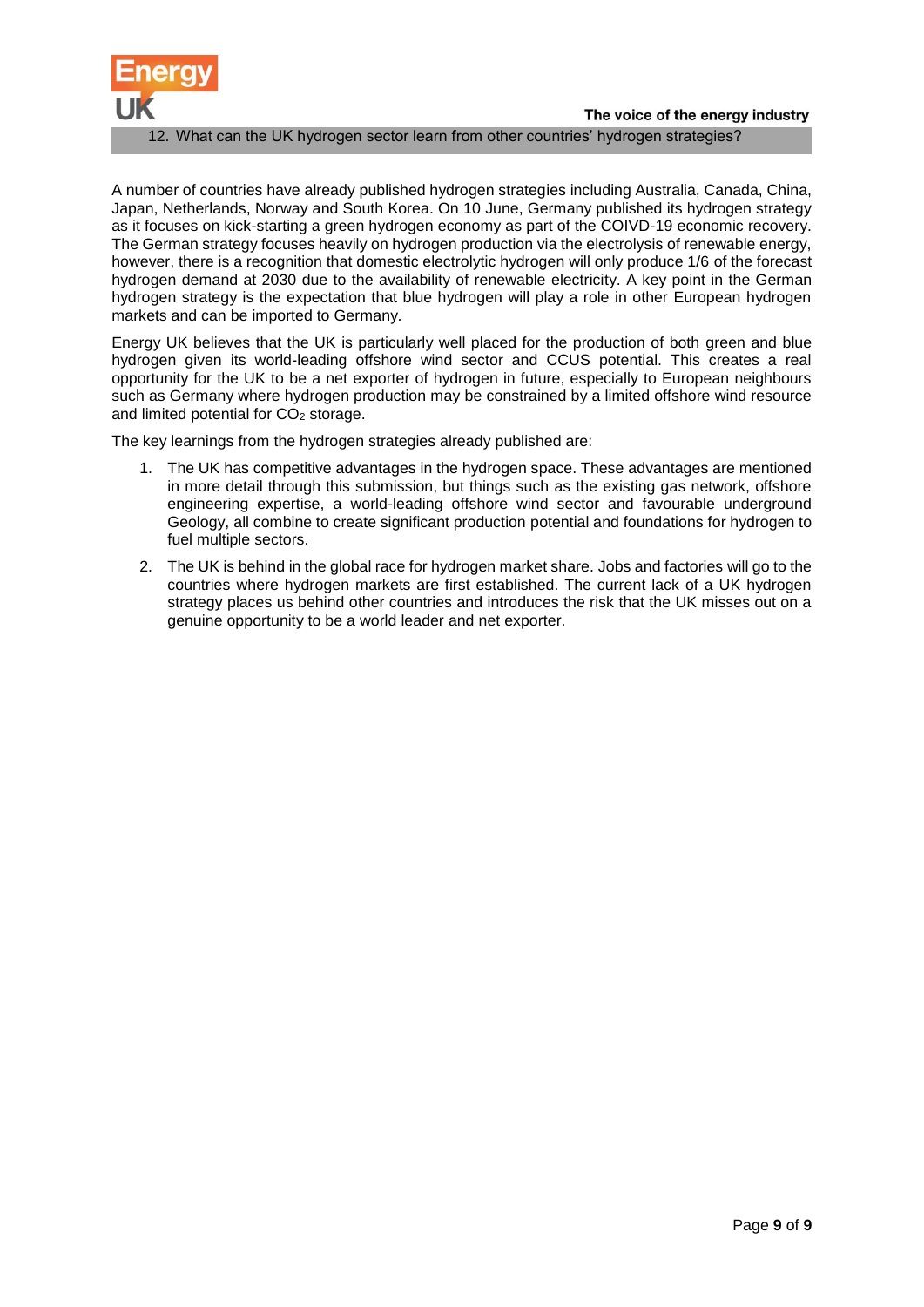12. What can the UK hydrogen sector learn from other countries' hydrogen strategies?

A number of countries have already published hydrogen strategies including Australia, Canada, China, Japan, Netherlands, Norway and South Korea. On 10 June, Germany published its hydrogen strategy as it focuses on kick-starting a green hydrogen economy as part of the COIVD-19 economic recovery. The German strategy focuses heavily on hydrogen production via the electrolysis of renewable energy, however, there is a recognition that domestic electrolytic hydrogen will only produce 1/6 of the forecast hydrogen demand at 2030 due to the availability of renewable electricity. A key point in the German hydrogen strategy is the expectation that blue hydrogen will play a role in other European hydrogen markets and can be imported to Germany.

Energy UK believes that the UK is particularly well placed for the production of both green and blue hydrogen given its world-leading offshore wind sector and CCUS potential. This creates a real opportunity for the UK to be a net exporter of hydrogen in future, especially to European neighbours such as Germany where hydrogen production may be constrained by a limited offshore wind resource and limited potential for $CO_2$ storage.

The key learnings from the hydrogen strategies already published are:

1. The UK has competitive advantages in the hydrogen space. These advantages are mentioned in more detail through this submission, but things such as the existing gas network, offshore engineering expertise, a world-leading offshore wind sector and favourable underground Geology, all combine to create significant production potential and foundations for hydrogen to fuel multiple sectors.
2. The UK is behind in the global race for hydrogen market share. Jobs and factories will go to the countries where hydrogen markets are first established. The current lack of a UK hydrogen strategy places us behind other countries and introduces the risk that the UK misses out on a genuine opportunity to be a world leader and net exporter.